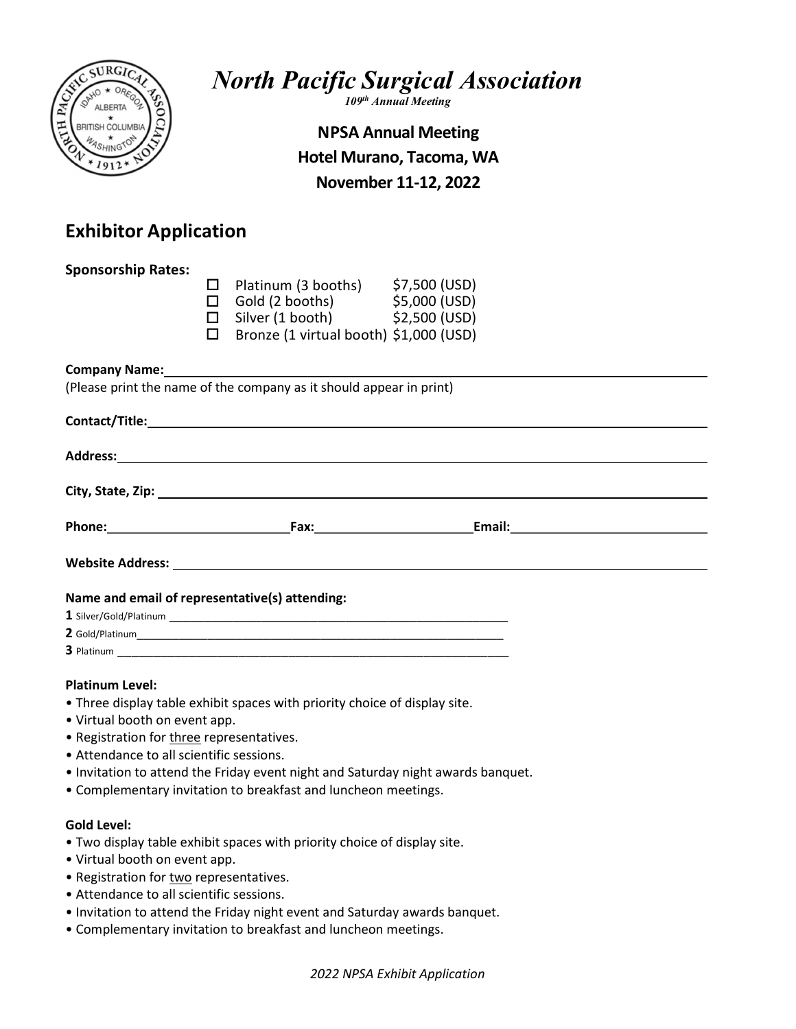# North Pacific Surgical Association

*109th Annual Meeting*

**NPSA Annual Meeting**
**Hotel Murano, Tacoma, WA**
**November 11-12, 2022**

## Exhibitor Application

**Sponsorship Rates:**

- ☐ Platinum (3 booths) $7,500 (USD)
- ☐ Gold (2 booths) $5,000 (USD)
- ☐ Silver (1 booth) $2,500 (USD)
- ☐ Bronze (1 virtual booth) $1,000 (USD)

**Company Name:** ______________________________
(Please print the name of the company as it should appear in print)

**Contact/Title:** ______________________________

**Address:** ______________________________

**City, State, Zip:** ______________________________

**Phone:** ______________ **Fax:** ______________ **Email:** ______________

**Website Address:** ______________________________

**Name and email of representative(s) attending:**

**1** Silver/Gold/Platinum ______________________________
**2** Gold/Platinum ______________________________
**3** Platinum ______________________________

**Platinum Level:**

- Three display table exhibit spaces with priority choice of display site.
- Virtual booth on event app.
- Registration for three representatives.
- Attendance to all scientific sessions.
- Invitation to attend the Friday event night and Saturday night awards banquet.
- Complementary invitation to breakfast and luncheon meetings.

**Gold Level:**

- Two display table exhibit spaces with priority choice of display site.
- Virtual booth on event app.
- Registration for two representatives.
- Attendance to all scientific sessions.
- Invitation to attend the Friday night event and Saturday awards banquet.
- Complementary invitation to breakfast and luncheon meetings.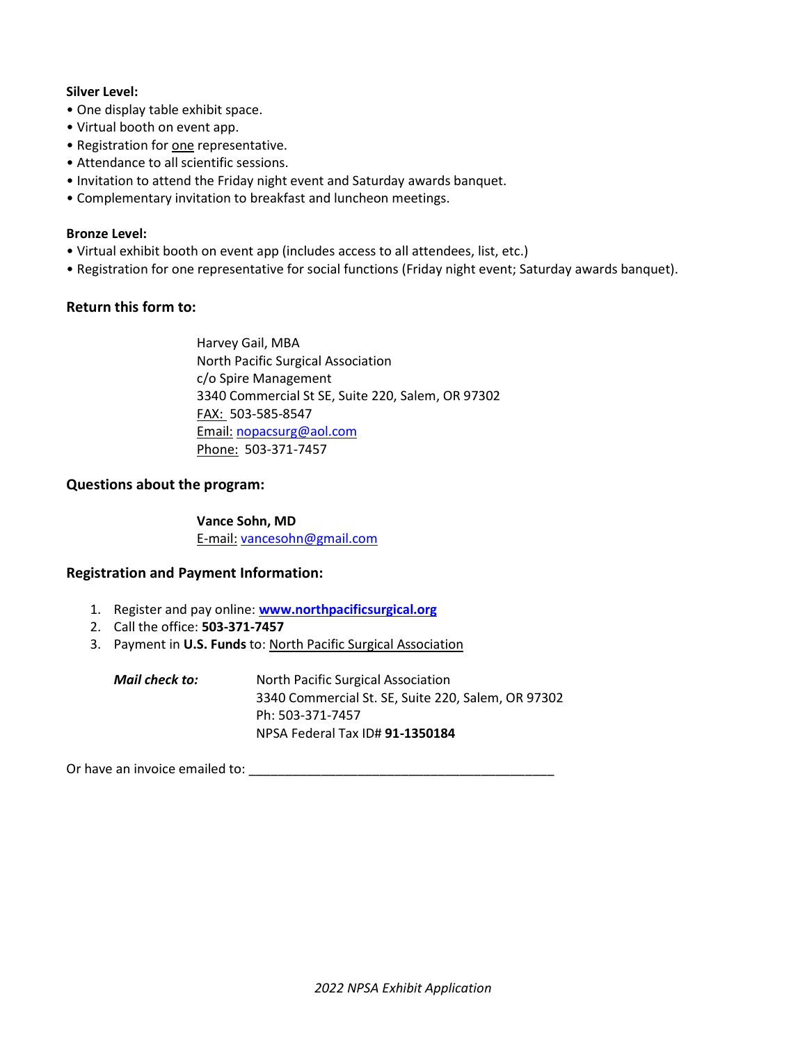**Silver Level:**

- One display table exhibit space.
- Virtual booth on event app.
- Registration for one representative.
- Attendance to all scientific sessions.
- Invitation to attend the Friday night event and Saturday awards banquet.
- Complementary invitation to breakfast and luncheon meetings.

**Bronze Level:**

- Virtual exhibit booth on event app (includes access to all attendees, list, etc.)
- Registration for one representative for social functions (Friday night event; Saturday awards banquet).

### Return this form to:

Harvey Gail, MBA
North Pacific Surgical Association
c/o Spire Management
3340 Commercial St SE, Suite 220, Salem, OR 97302
FAX: 503-585-8547
Email: nopacsurg@aol.com
Phone: 503-371-7457

### Questions about the program:

**Vance Sohn, MD**
E-mail: vancesohn@gmail.com

### Registration and Payment Information:

1. Register and pay online: **www.northpacificsurgical.org**
2. Call the office: **503-371-7457**
3. Payment in **U.S. Funds** to: North Pacific Surgical Association

***Mail check to:***

North Pacific Surgical Association
3340 Commercial St. SE, Suite 220, Salem, OR 97302
Ph: 503-371-7457
NPSA Federal Tax ID# **91-1350184**

Or have an invoice emailed to: ___________________________________________